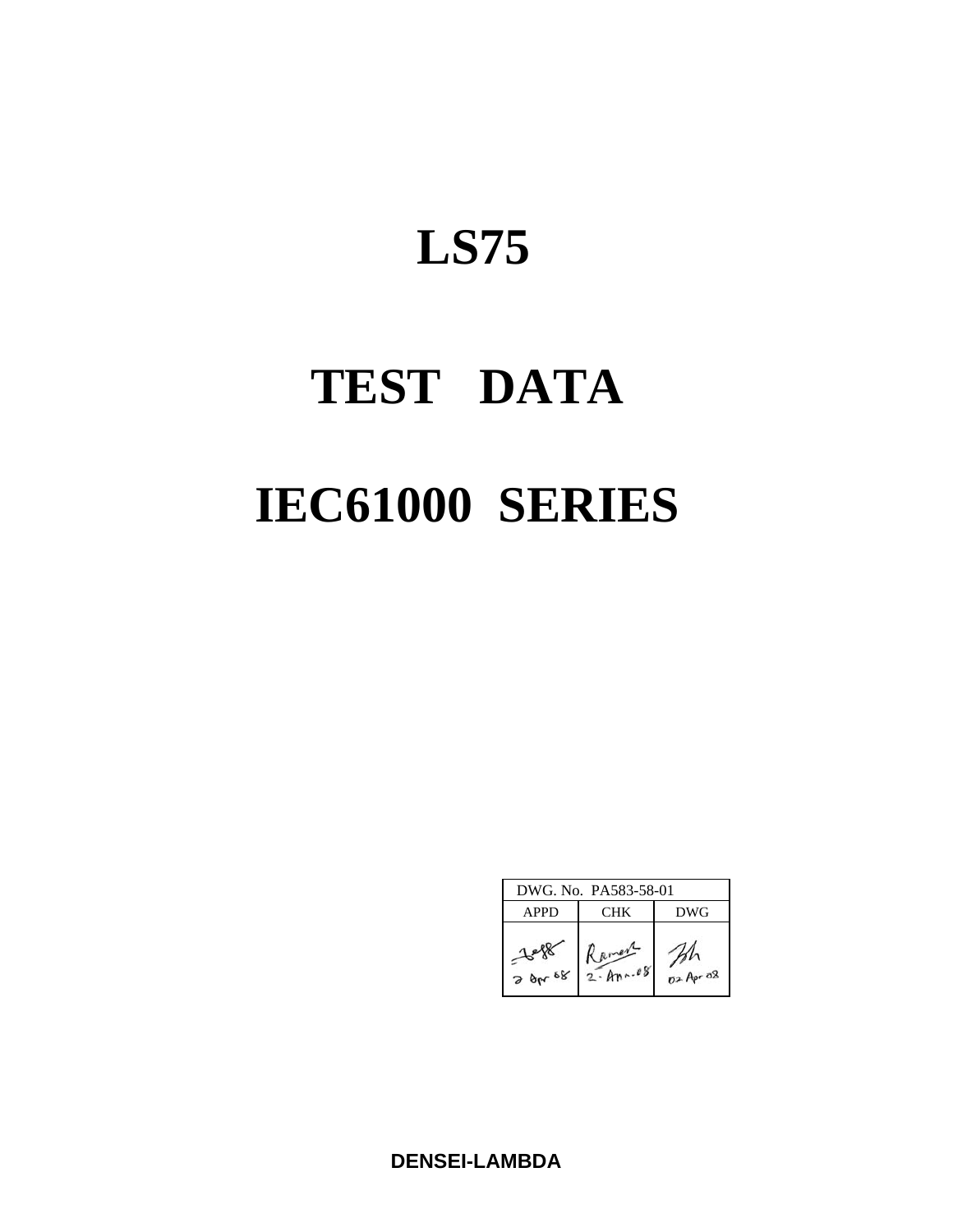# LS75

# TEST DATA

# IEC61000 SERIES

| DWG. No. PA583-58-01 | | |
|---|---|---|
| APPD | CHK | DWG |
| 2 Apr 08 | 2 Apr 08 | 02 Apr 08 |

**DENSEI-LAMBDA**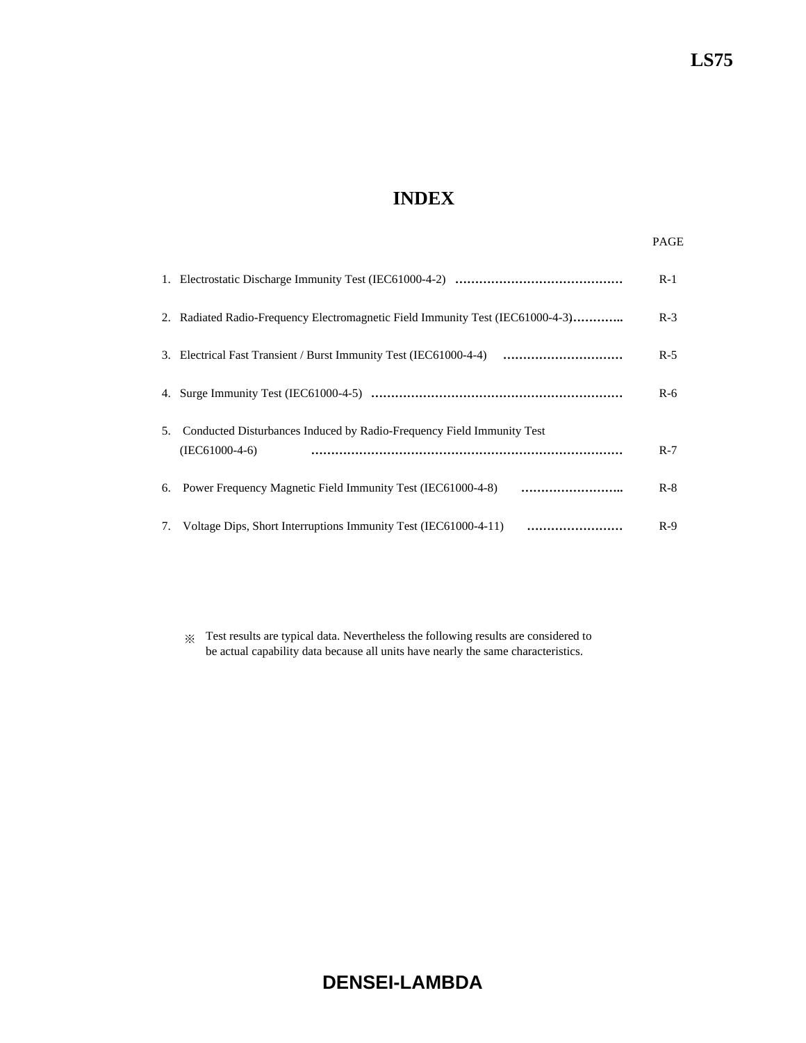# INDEX

| | PAGE |
|---|---|
| 1. Electrostatic Discharge Immunity Test (IEC61000-4-2) …………………………………… | R-1 |
| 2. Radiated Radio-Frequency Electromagnetic Field Immunity Test (IEC61000-4-3)……….. | R-3 |
| 3. Electrical Fast Transient / Burst Immunity Test (IEC61000-4-4) ………………………… | R-5 |
| 4. Surge Immunity Test (IEC61000-4-5) ……………………………………………………… | R-6 |
| 5. Conducted Disturbances Induced by Radio-Frequency Field Immunity Test (IEC61000-4-6) ………………………………………………………………… | R-7 |
| 6. Power Frequency Magnetic Field Immunity Test (IEC61000-4-8) …………………….. | R-8 |
| 7. Voltage Dips, Short Interruptions Immunity Test (IEC61000-4-11) …………………… | R-9 |

※ Test results are typical data. Nevertheless the following results are considered to be actual capability data because all units have nearly the same characteristics.

**DENSEI-LAMBDA**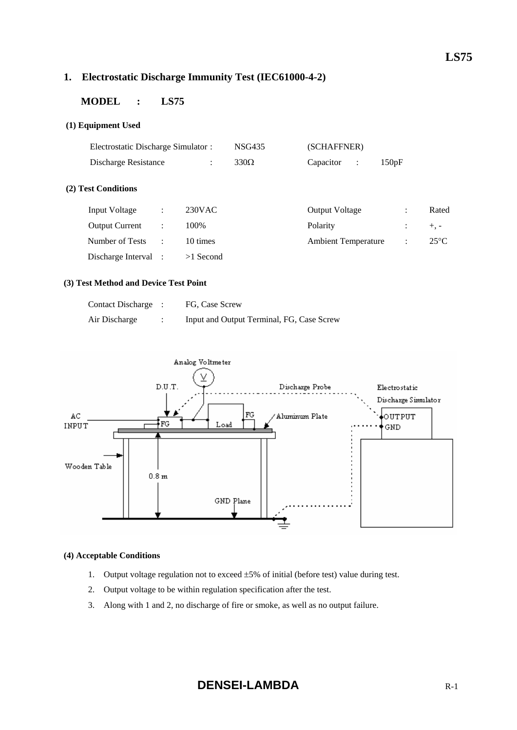## 1. Electrostatic Discharge Immunity Test (IEC61000-4-2)

**MODEL : LS75**

**(1) Equipment Used**

| | | | |
|---|---|---|---|
| Electrostatic Discharge Simulator : | NSG435 | (SCHAFFNER) | |
| Discharge Resistance : | 330Ω | Capacitor : | 150pF |

**(2) Test Conditions**

| | | | | | |
|---|---|---|---|---|---|
| Input Voltage | : | 230VAC | Output Voltage | : | Rated |
| Output Current | : | 100% | Polarity | : | +, - |
| Number of Tests | : | 10 times | Ambient Temperature | : | 25°C |
| Discharge Interval | : | >1 Second | | | |

**(3) Test Method and Device Test Point**

| | | |
|---|---|---|
| Contact Discharge | : | FG, Case Screw |
| Air Discharge | : | Input and Output Terminal, FG, Case Screw |

**(4) Acceptable Conditions**

1. Output voltage regulation not to exceed ±5% of initial (before test) value during test.
2. Output voltage to be within regulation specification after the test.
3. Along with 1 and 2, no discharge of fire or smoke, as well as no output failure.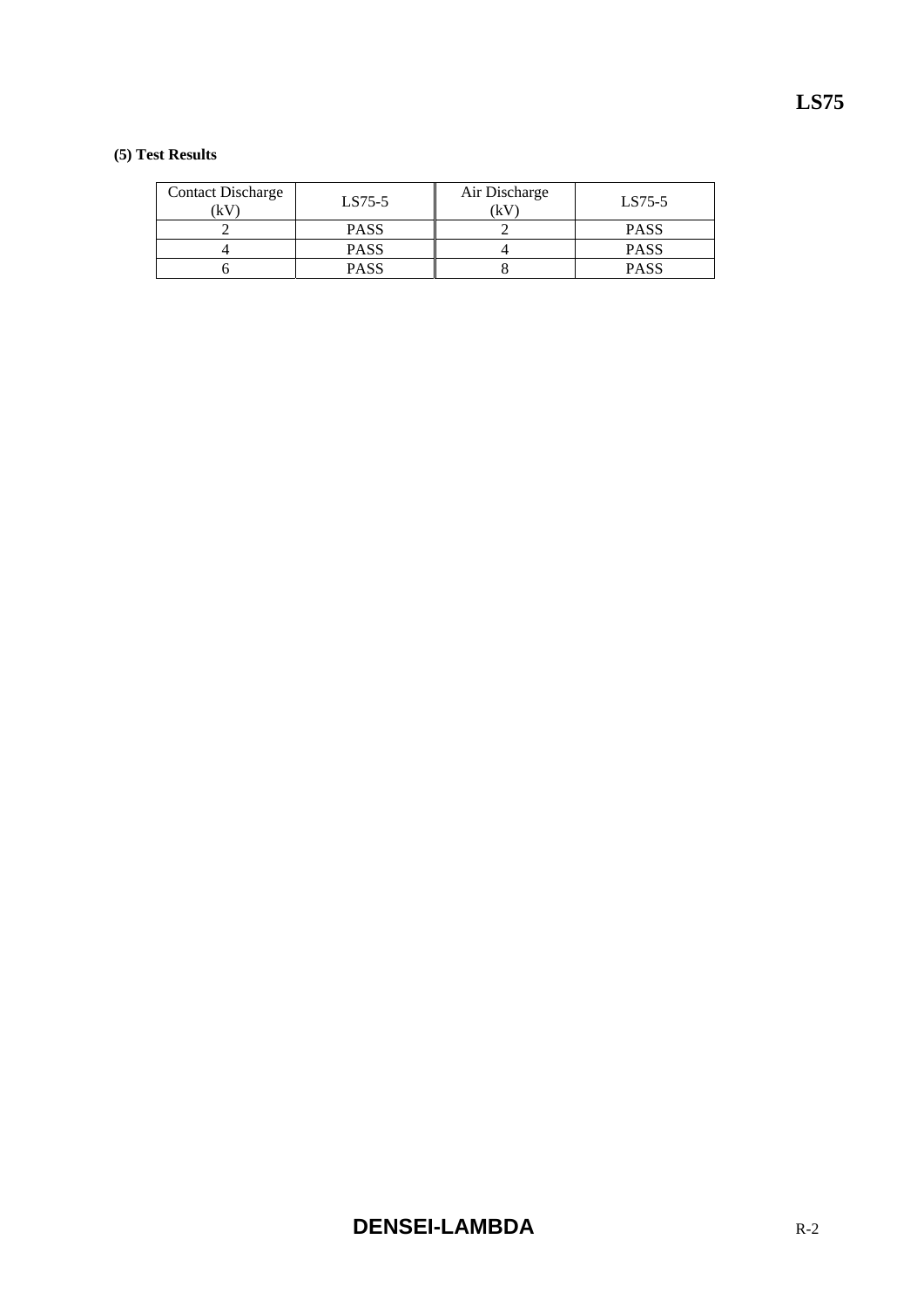**(5) Test Results**

| Contact Discharge (kV) | LS75-5 | Air Discharge (kV) | LS75-5 |
|---|---|---|---|
| 2 | PASS | 2 | PASS |
| 4 | PASS | 4 | PASS |
| 6 | PASS | 8 | PASS |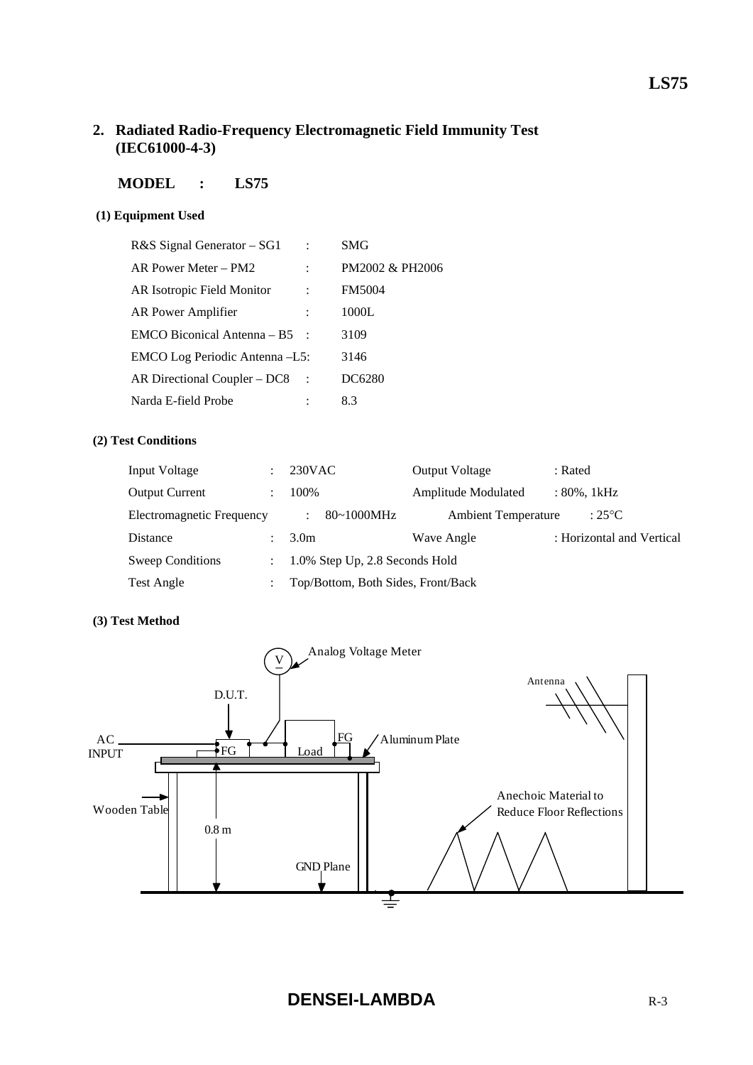## 2. Radiated Radio-Frequency Electromagnetic Field Immunity Test (IEC61000-4-3)

**MODEL : LS75**

**(1) Equipment Used**

| | | |
|---|---|---|
| R&S Signal Generator – SG1 | : | SMG |
| AR Power Meter – PM2 | : | PM2002 & PH2006 |
| AR Isotropic Field Monitor | : | FM5004 |
| AR Power Amplifier | : | 1000L |
| EMCO Biconical Antenna – B5 | : | 3109 |
| EMCO Log Periodic Antenna –L5 | : | 3146 |
| AR Directional Coupler – DC8 | : | DC6280 |
| Narda E-field Probe | : | 8.3 |

**(2) Test Conditions**

| | | | | |
|---|---|---|---|---|
| Input Voltage | : | 230VAC | Output Voltage | : Rated |
| Output Current | : | 100% | Amplitude Modulated | : 80%, 1kHz |
| Electromagnetic Frequency | : | 80~1000MHz | Ambient Temperature | : 25°C |
| Distance | : | 3.0m | Wave Angle | : Horizontal and Vertical |
| Sweep Conditions | : | 1.0% Step Up, 2.8 Seconds Hold | | |
| Test Angle | : | Top/Bottom, Both Sides, Front/Back | | |

**(3) Test Method**

Analog Voltage Meter

D.U.T.

AC INPUT

FG

Load

FG

Aluminum Plate

Antenna

Wooden Table

0.8 m

Anechoic Material to Reduce Floor Reflections

GND Plane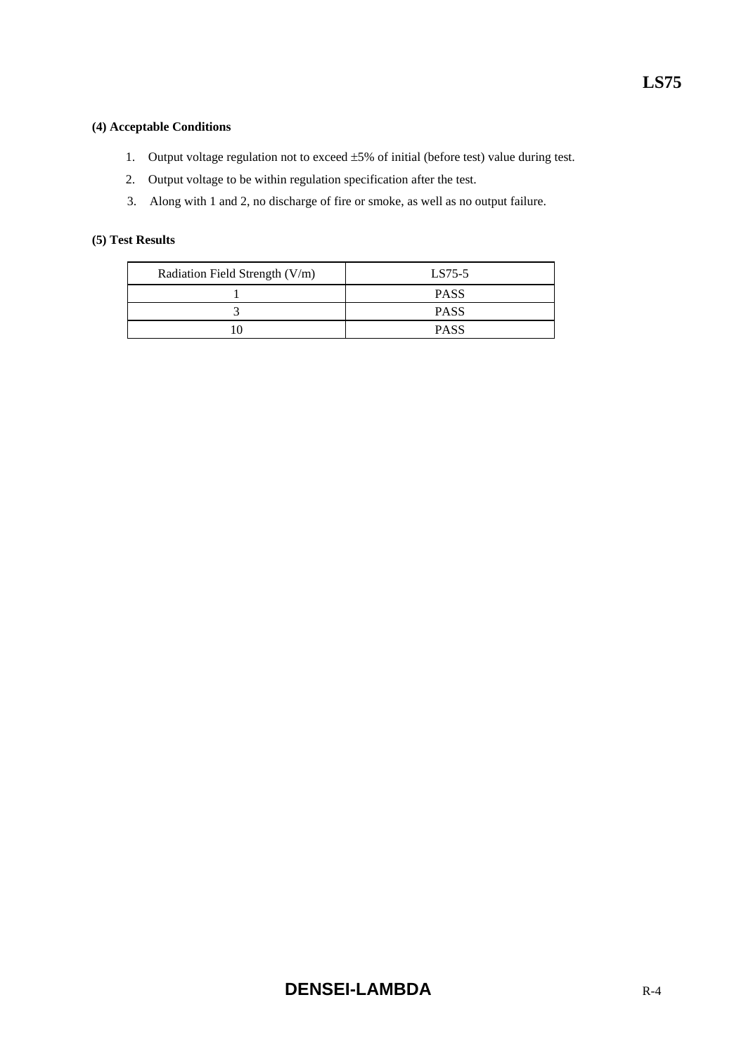**(4) Acceptable Conditions**

1. Output voltage regulation not to exceed ±5% of initial (before test) value during test.
2. Output voltage to be within regulation specification after the test.
3. Along with 1 and 2, no discharge of fire or smoke, as well as no output failure.

**(5) Test Results**

| Radiation Field Strength (V/m) | LS75-5 |
|---|---|
| 1 | PASS |
| 3 | PASS |
| 10 | PASS |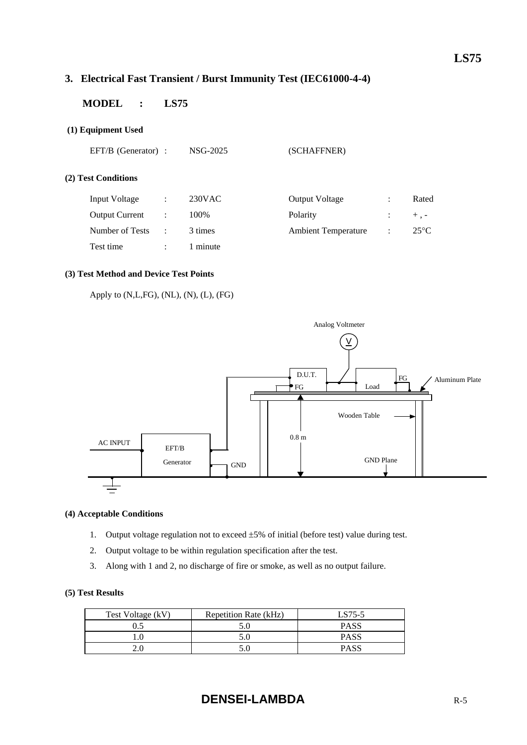## 3. Electrical Fast Transient / Burst Immunity Test (IEC61000-4-4)

**MODEL : LS75**

**(1) Equipment Used**

EFT/B (Generator) : NSG-2025 (SCHAFFNER)

**(2) Test Conditions**

| | | | | | |
|---|---|---|---|---|---|
| Input Voltage | : | 230VAC | Output Voltage | : | Rated |
| Output Current | : | 100% | Polarity | : | + , - |
| Number of Tests | : | 3 times | Ambient Temperature | : | 25°C |
| Test time | : | 1 minute | | | |

**(3) Test Method and Device Test Points**

Apply to (N,L,FG), (NL), (N), (L), (FG)

**(4) Acceptable Conditions**

1. Output voltage regulation not to exceed ±5% of initial (before test) value during test.
2. Output voltage to be within regulation specification after the test.
3. Along with 1 and 2, no discharge of fire or smoke, as well as no output failure.

**(5) Test Results**

| Test Voltage (kV) | Repetition Rate (kHz) | LS75-5 |
|---|---|---|
| 0.5 | 5.0 | PASS |
| 1.0 | 5.0 | PASS |
| 2.0 | 5.0 | PASS |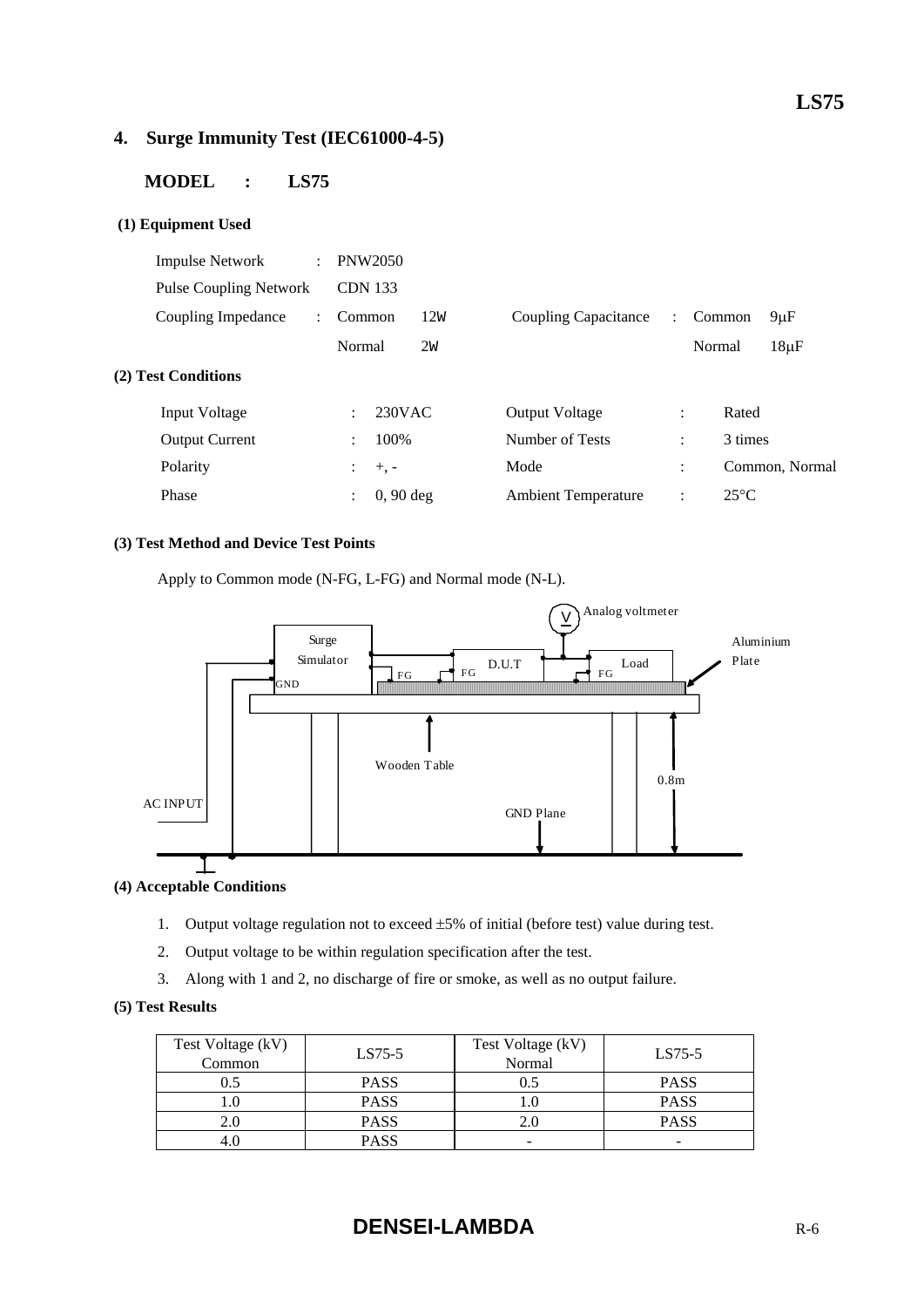## 4. Surge Immunity Test (IEC61000-4-5)

### MODEL : LS75

**(1) Equipment Used**

| | | | | | | |
|---|---|---|---|---|---|---|
| Impulse Network | : | PNW2050 | | | | |
| Pulse Coupling Network | | CDN 133 | | | | |
| Coupling Impedance | : | Common 12W | | Coupling Capacitance | : | Common 9μF |
| | | Normal 2W | | | | Normal 18μF |

**(2) Test Conditions**

| | | | | | |
|---|---|---|---|---|---|
| Input Voltage | : 230VAC | Output Voltage | : | Rated |
| Output Current | : 100% | Number of Tests | : | 3 times |
| Polarity | : +, - | Mode | : | Common, Normal |
| Phase | : 0, 90 deg | Ambient Temperature | : | 25°C |

**(3) Test Method and Device Test Points**

Apply to Common mode (N-FG, L-FG) and Normal mode (N-L).

Analog voltmeter, Surge Simulator, GND, FG, D.U.T, FG, FG, Load, Aluminium Plate, Wooden Table, 0.8m, AC INPUT, GND Plane

**(4) Acceptable Conditions**

1. Output voltage regulation not to exceed ±5% of initial (before test) value during test.
2. Output voltage to be within regulation specification after the test.
3. Along with 1 and 2, no discharge of fire or smoke, as well as no output failure.

**(5) Test Results**

| Test Voltage (kV) Common | LS75-5 | Test Voltage (kV) Normal | LS75-5 |
|---|---|---|---|
| 0.5 | PASS | 0.5 | PASS |
| 1.0 | PASS | 1.0 | PASS |
| 2.0 | PASS | 2.0 | PASS |
| 4.0 | PASS | - | - |

**DENSEI-LAMBDA**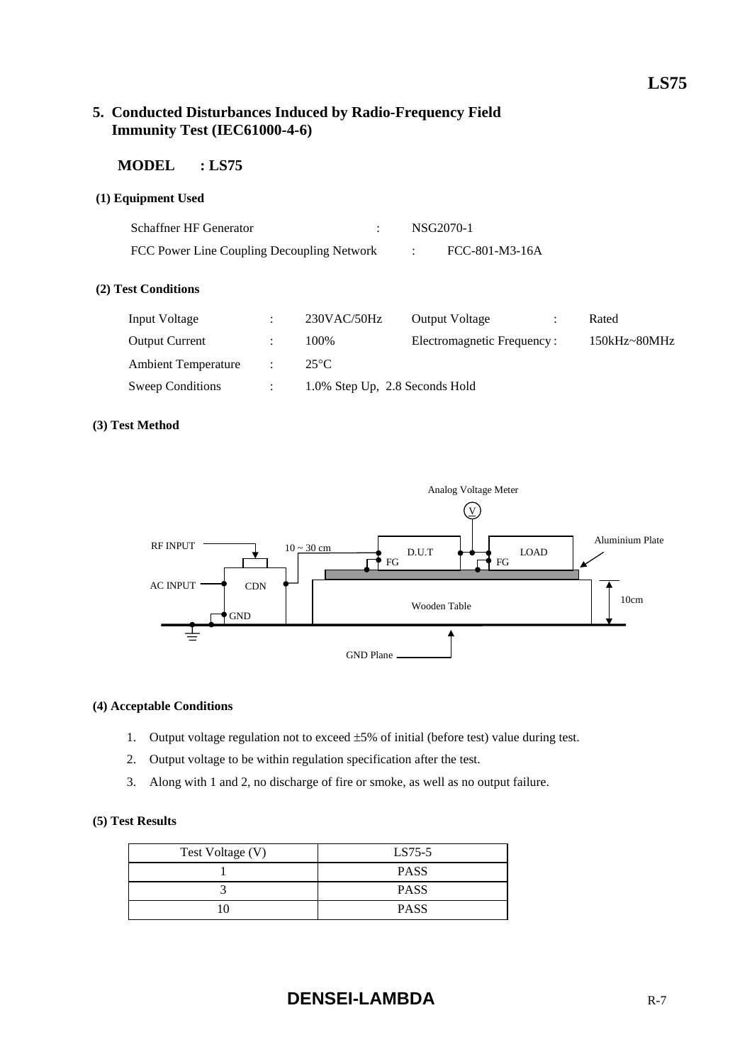## 5. Conducted Disturbances Induced by Radio-Frequency Field Immunity Test (IEC61000-4-6)

**MODEL : LS75**

**(1) Equipment Used**

Schaffner HF Generator : NSG2070-1

FCC Power Line Coupling Decoupling Network : FCC-801-M3-16A

**(2) Test Conditions**

| | | | | | |
|---|---|---|---|---|---|
| Input Voltage | : | 230VAC/50Hz | Output Voltage | : | Rated |
| Output Current | : | 100% | Electromagnetic Frequency | : | 150kHz~80MHz |
| Ambient Temperature | : | 25°C | | | |
| Sweep Conditions | : | 1.0% Step Up, 2.8 Seconds Hold | | | |

**(3) Test Method**

Analog Voltage Meter

RF INPUT, AC INPUT, CDN, GND, 10 ~ 30 cm, D.U.T, FG, LOAD, FG, Aluminium Plate, Wooden Table, 10cm, GND Plane

**(4) Acceptable Conditions**

1. Output voltage regulation not to exceed ±5% of initial (before test) value during test.
2. Output voltage to be within regulation specification after the test.
3. Along with 1 and 2, no discharge of fire or smoke, as well as no output failure.

**(5) Test Results**

| Test Voltage (V) | LS75-5 |
|---|---|
| 1 | PASS |
| 3 | PASS |
| 10 | PASS |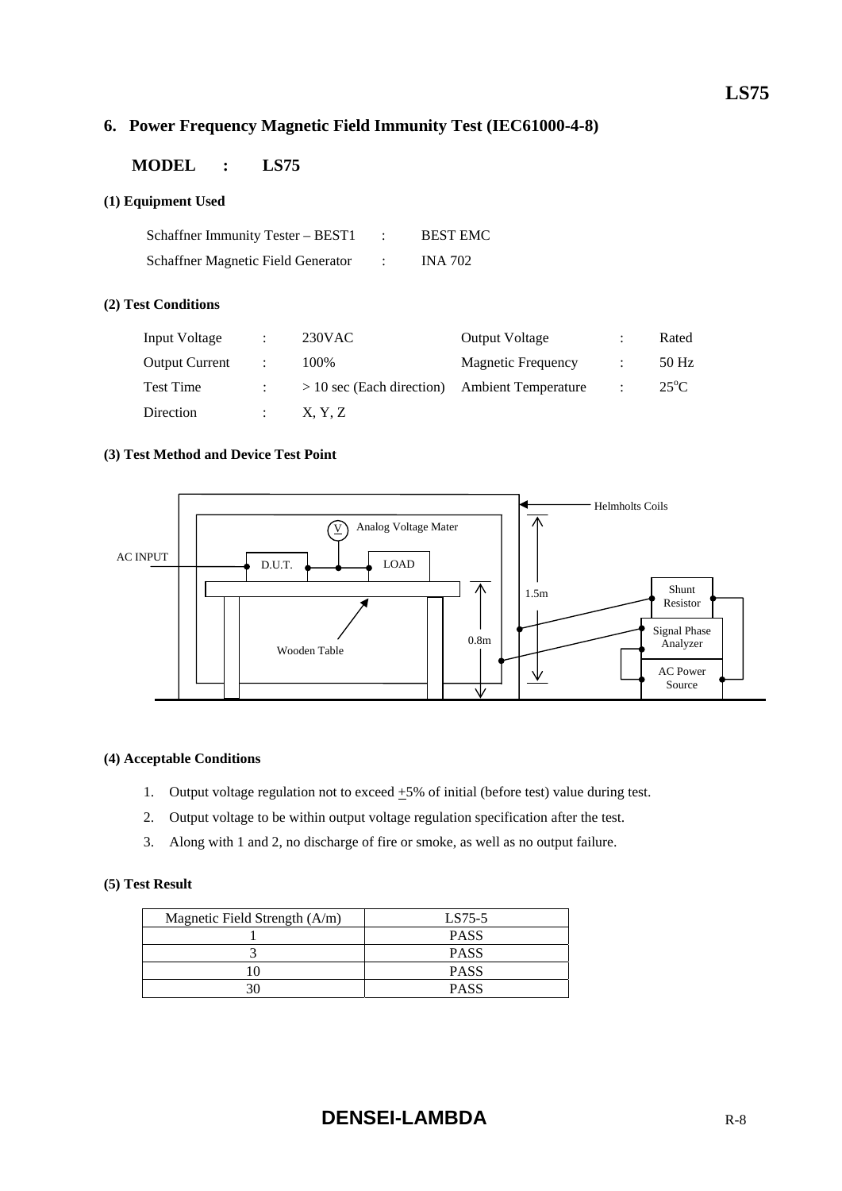## 6. Power Frequency Magnetic Field Immunity Test (IEC61000-4-8)

**MODEL : LS75**

**(1) Equipment Used**

| | | |
|---|---|---|
| Schaffner Immunity Tester – BEST1 | : | BEST EMC |
| Schaffner Magnetic Field Generator | : | INA 702 |

**(2) Test Conditions**

| | | | | | |
|---|---|---|---|---|---|
| Input Voltage | : | 230VAC | Output Voltage | : | Rated |
| Output Current | : | 100% | Magnetic Frequency | : | 50 Hz |
| Test Time | : | > 10 sec (Each direction) | Ambient Temperature | : | 25°C |
| Direction | : | X, Y, Z | | | |

**(3) Test Method and Device Test Point**

Helmholts Coils

Analog Voltage Mater

AC INPUT — D.U.T. — LOAD

1.5m

0.8m

Wooden Table

Shunt Resistor

Signal Phase Analyzer

AC Power Source

**(4) Acceptable Conditions**

1. Output voltage regulation not to exceed ±5% of initial (before test) value during test.
2. Output voltage to be within output voltage regulation specification after the test.
3. Along with 1 and 2, no discharge of fire or smoke, as well as no output failure.

**(5) Test Result**

| Magnetic Field Strength (A/m) | LS75-5 |
|---|---|
| 1 | PASS |
| 3 | PASS |
| 10 | PASS |
| 30 | PASS |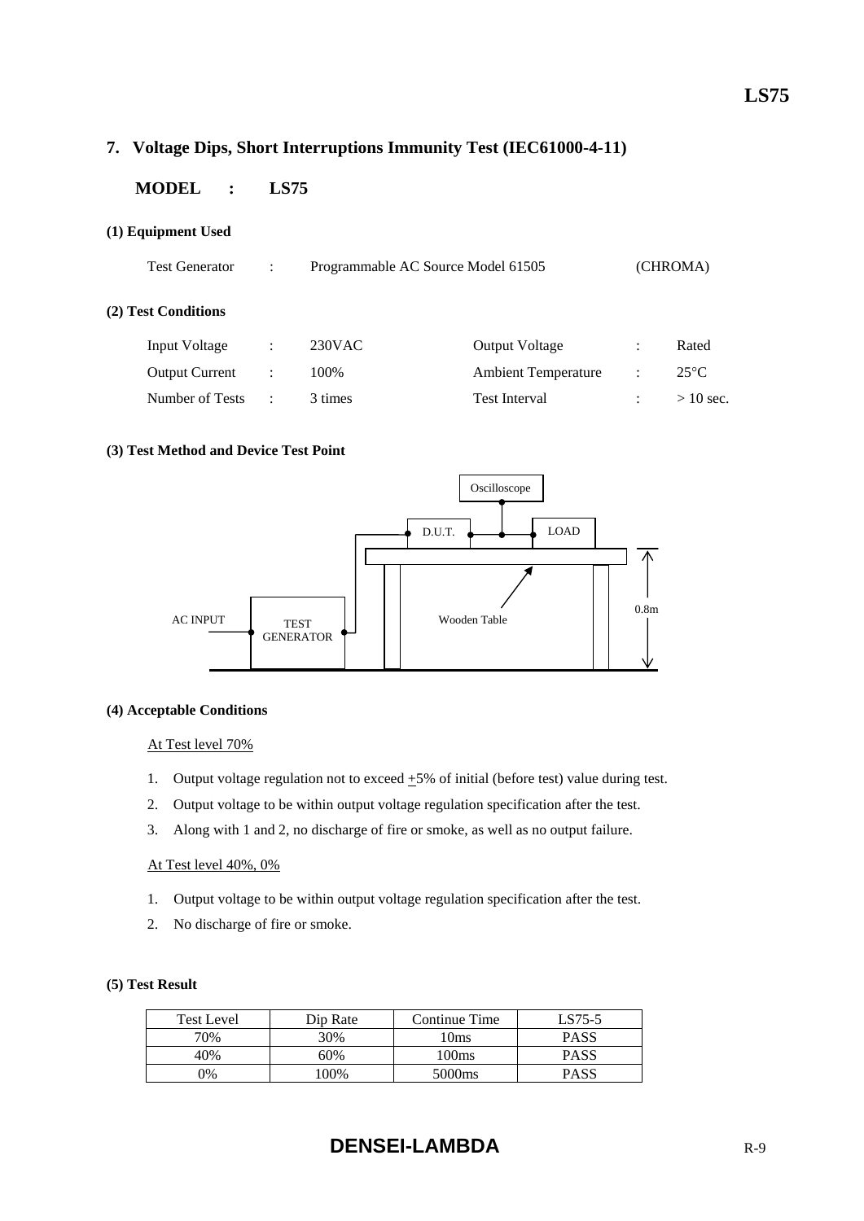## 7. Voltage Dips, Short Interruptions Immunity Test (IEC61000-4-11)

**MODEL : LS75**

**(1) Equipment Used**

Test Generator : Programmable AC Source Model 61505 (CHROMA)

**(2) Test Conditions**

| | | | | | |
|---|---|---|---|---|---|
| Input Voltage | : | 230VAC | Output Voltage | : | Rated |
| Output Current | : | 100% | Ambient Temperature | : | 25°C |
| Number of Tests | : | 3 times | Test Interval | : | > 10 sec. |

**(3) Test Method and Device Test Point**

Oscilloscope

D.U.T.

LOAD

AC INPUT

TEST GENERATOR

Wooden Table

0.8m

**(4) Acceptable Conditions**

At Test level 70%

1. Output voltage regulation not to exceed ±5% of initial (before test) value during test.
2. Output voltage to be within output voltage regulation specification after the test.
3. Along with 1 and 2, no discharge of fire or smoke, as well as no output failure.

At Test level 40%, 0%

1. Output voltage to be within output voltage regulation specification after the test.
2. No discharge of fire or smoke.

**(5) Test Result**

| Test Level | Dip Rate | Continue Time | LS75-5 |
|---|---|---|---|
| 70% | 30% | 10ms | PASS |
| 40% | 60% | 100ms | PASS |
| 0% | 100% | 5000ms | PASS |

**DENSEI-LAMBDA**